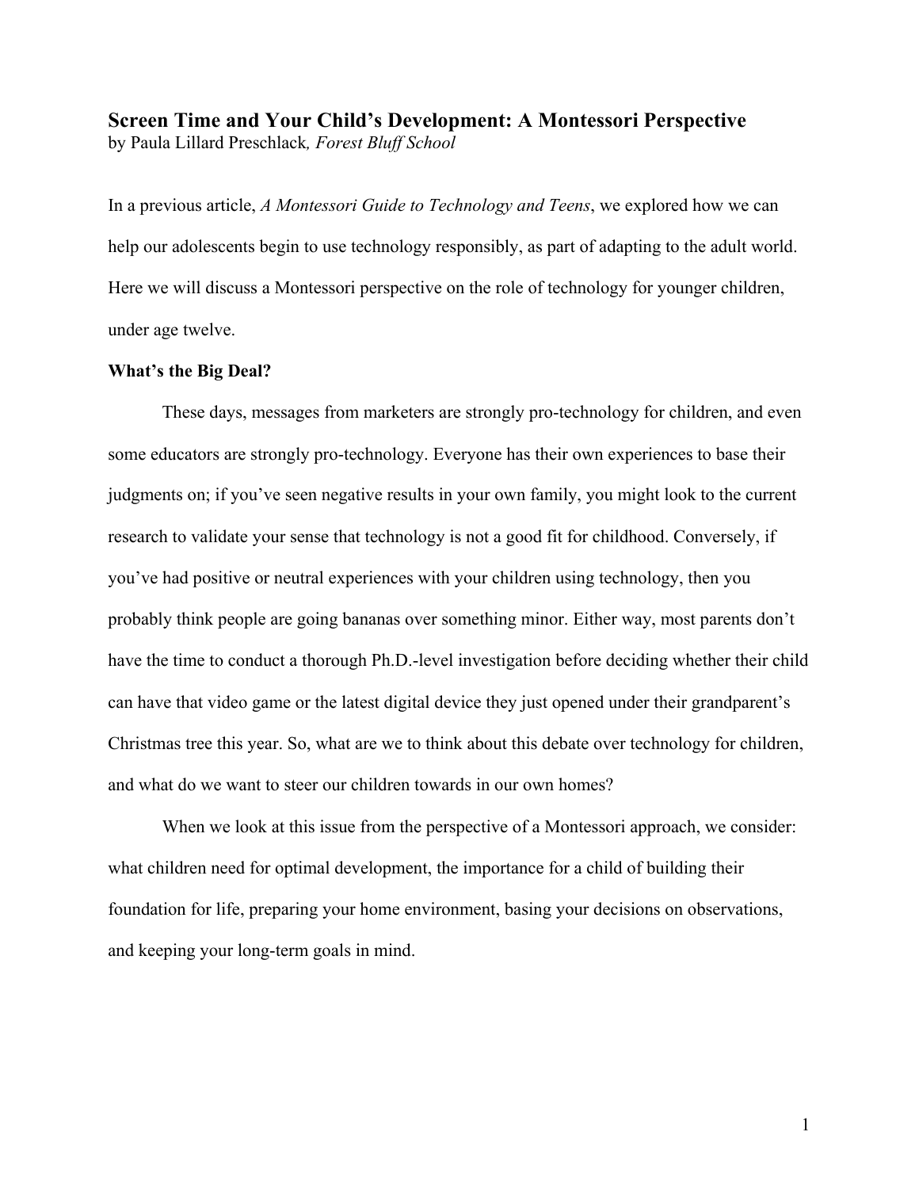# Screen Time and Your Child's Development: A Montessori Perspective

by Paula Lillard Preschlack*, Forest Bluff School*

In a previous article, *A Montessori Guide to Technology and Teens*, we explored how we can help our adolescents begin to use technology responsibly, as part of adapting to the adult world. Here we will discuss a Montessori perspective on the role of technology for younger children, under age twelve.

**What's the Big Deal?**

These days, messages from marketers are strongly pro-technology for children, and even some educators are strongly pro-technology. Everyone has their own experiences to base their judgments on; if you've seen negative results in your own family, you might look to the current research to validate your sense that technology is not a good fit for childhood. Conversely, if you've had positive or neutral experiences with your children using technology, then you probably think people are going bananas over something minor. Either way, most parents don't have the time to conduct a thorough Ph.D.-level investigation before deciding whether their child can have that video game or the latest digital device they just opened under their grandparent's Christmas tree this year. So, what are we to think about this debate over technology for children, and what do we want to steer our children towards in our own homes?

When we look at this issue from the perspective of a Montessori approach, we consider: what children need for optimal development, the importance for a child of building their foundation for life, preparing your home environment, basing your decisions on observations, and keeping your long-term goals in mind.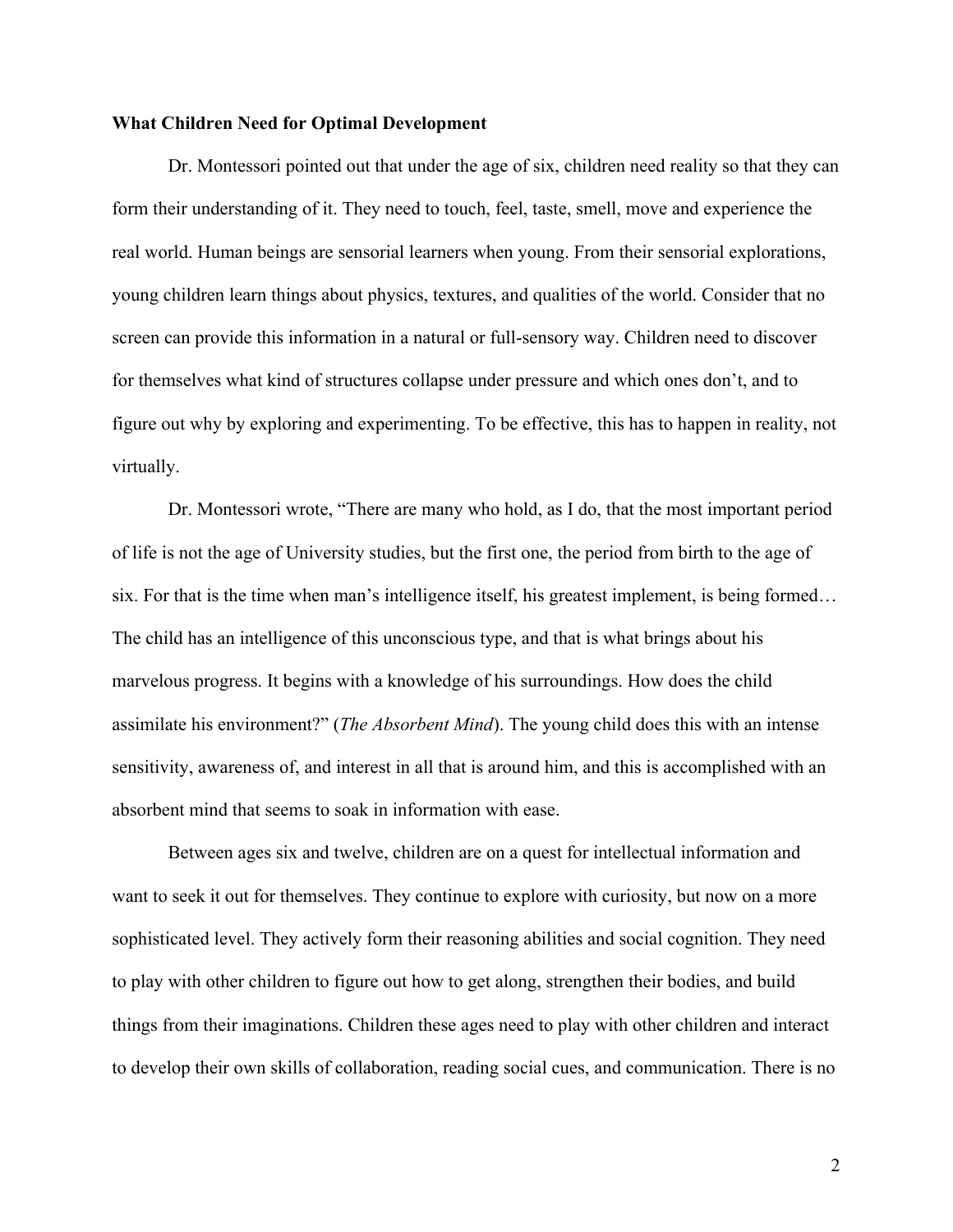**What Children Need for Optimal Development**

Dr. Montessori pointed out that under the age of six, children need reality so that they can form their understanding of it. They need to touch, feel, taste, smell, move and experience the real world. Human beings are sensorial learners when young. From their sensorial explorations, young children learn things about physics, textures, and qualities of the world. Consider that no screen can provide this information in a natural or full-sensory way. Children need to discover for themselves what kind of structures collapse under pressure and which ones don't, and to figure out why by exploring and experimenting. To be effective, this has to happen in reality, not virtually.

Dr. Montessori wrote, "There are many who hold, as I do, that the most important period of life is not the age of University studies, but the first one, the period from birth to the age of six. For that is the time when man's intelligence itself, his greatest implement, is being formed… The child has an intelligence of this unconscious type, and that is what brings about his marvelous progress. It begins with a knowledge of his surroundings. How does the child assimilate his environment?" (*The Absorbent Mind*). The young child does this with an intense sensitivity, awareness of, and interest in all that is around him, and this is accomplished with an absorbent mind that seems to soak in information with ease.

Between ages six and twelve, children are on a quest for intellectual information and want to seek it out for themselves. They continue to explore with curiosity, but now on a more sophisticated level. They actively form their reasoning abilities and social cognition. They need to play with other children to figure out how to get along, strengthen their bodies, and build things from their imaginations. Children these ages need to play with other children and interact to develop their own skills of collaboration, reading social cues, and communication. There is no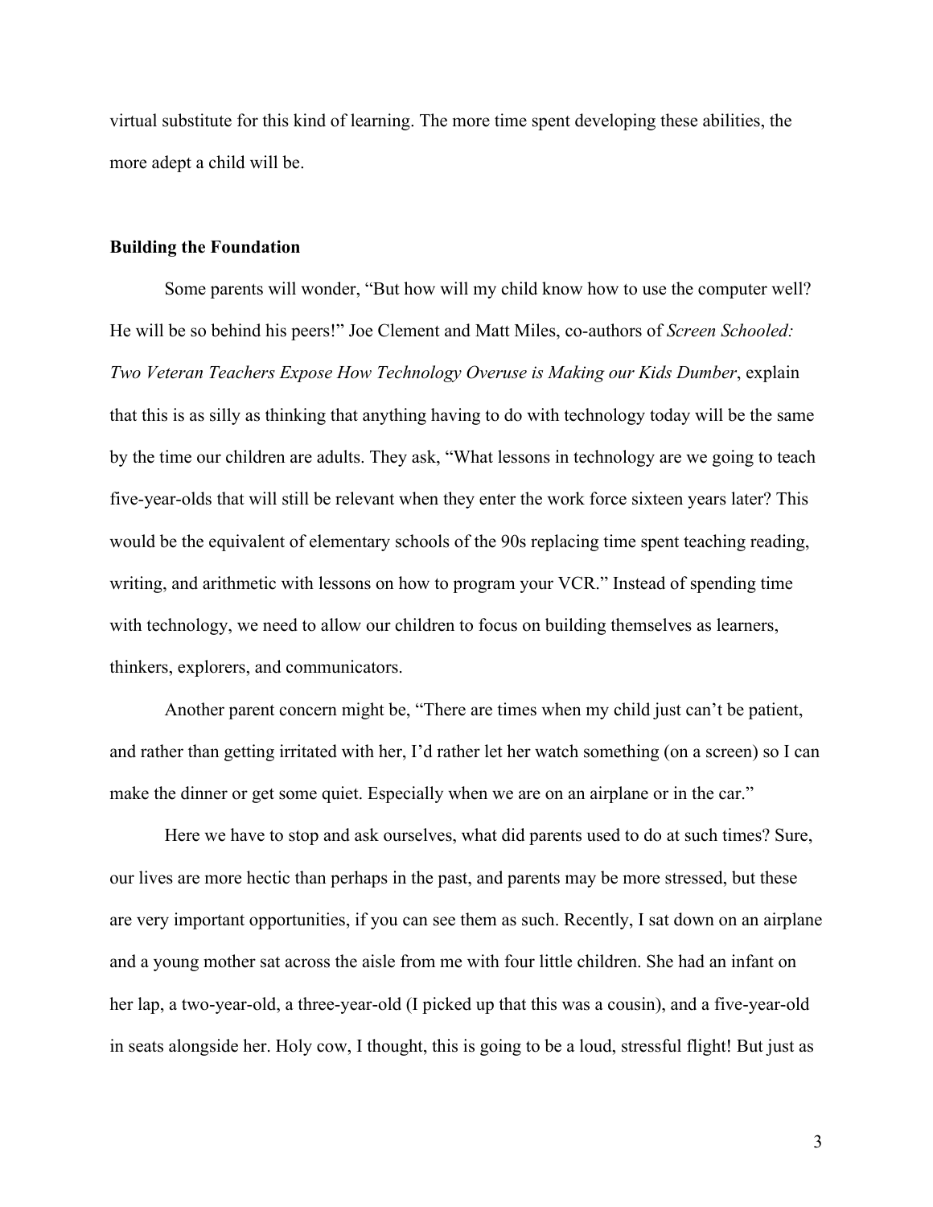virtual substitute for this kind of learning. The more time spent developing these abilities, the more adept a child will be.

## Building the Foundation

Some parents will wonder, "But how will my child know how to use the computer well? He will be so behind his peers!" Joe Clement and Matt Miles, co-authors of *Screen Schooled: Two Veteran Teachers Expose How Technology Overuse is Making our Kids Dumber*, explain that this is as silly as thinking that anything having to do with technology today will be the same by the time our children are adults. They ask, "What lessons in technology are we going to teach five-year-olds that will still be relevant when they enter the work force sixteen years later? This would be the equivalent of elementary schools of the 90s replacing time spent teaching reading, writing, and arithmetic with lessons on how to program your VCR." Instead of spending time with technology, we need to allow our children to focus on building themselves as learners, thinkers, explorers, and communicators.

Another parent concern might be, "There are times when my child just can't be patient, and rather than getting irritated with her, I'd rather let her watch something (on a screen) so I can make the dinner or get some quiet. Especially when we are on an airplane or in the car."

Here we have to stop and ask ourselves, what did parents used to do at such times? Sure, our lives are more hectic than perhaps in the past, and parents may be more stressed, but these are very important opportunities, if you can see them as such. Recently, I sat down on an airplane and a young mother sat across the aisle from me with four little children. She had an infant on her lap, a two-year-old, a three-year-old (I picked up that this was a cousin), and a five-year-old in seats alongside her. Holy cow, I thought, this is going to be a loud, stressful flight! But just as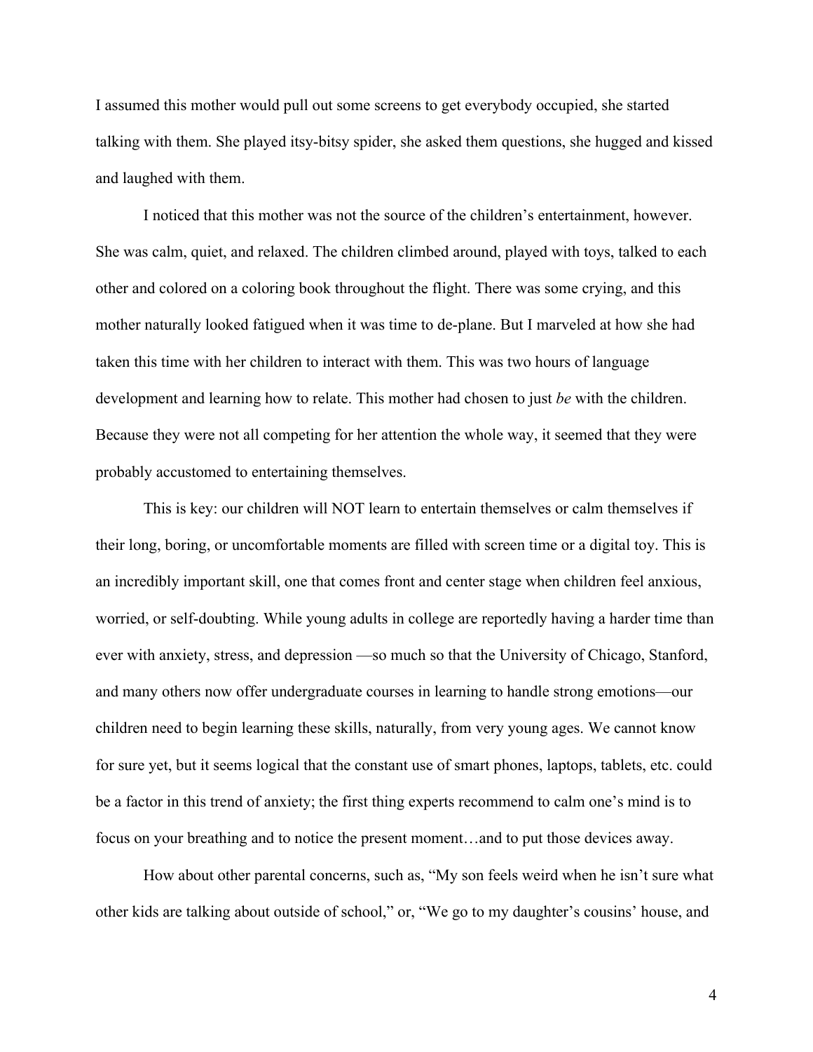I assumed this mother would pull out some screens to get everybody occupied, she started talking with them. She played itsy-bitsy spider, she asked them questions, she hugged and kissed and laughed with them.

I noticed that this mother was not the source of the children's entertainment, however. She was calm, quiet, and relaxed. The children climbed around, played with toys, talked to each other and colored on a coloring book throughout the flight. There was some crying, and this mother naturally looked fatigued when it was time to de-plane. But I marveled at how she had taken this time with her children to interact with them. This was two hours of language development and learning how to relate. This mother had chosen to just *be* with the children. Because they were not all competing for her attention the whole way, it seemed that they were probably accustomed to entertaining themselves.

This is key: our children will NOT learn to entertain themselves or calm themselves if their long, boring, or uncomfortable moments are filled with screen time or a digital toy. This is an incredibly important skill, one that comes front and center stage when children feel anxious, worried, or self-doubting. While young adults in college are reportedly having a harder time than ever with anxiety, stress, and depression —so much so that the University of Chicago, Stanford, and many others now offer undergraduate courses in learning to handle strong emotions—our children need to begin learning these skills, naturally, from very young ages. We cannot know for sure yet, but it seems logical that the constant use of smart phones, laptops, tablets, etc. could be a factor in this trend of anxiety; the first thing experts recommend to calm one's mind is to focus on your breathing and to notice the present moment…and to put those devices away.

How about other parental concerns, such as, "My son feels weird when he isn't sure what other kids are talking about outside of school," or, "We go to my daughter's cousins' house, and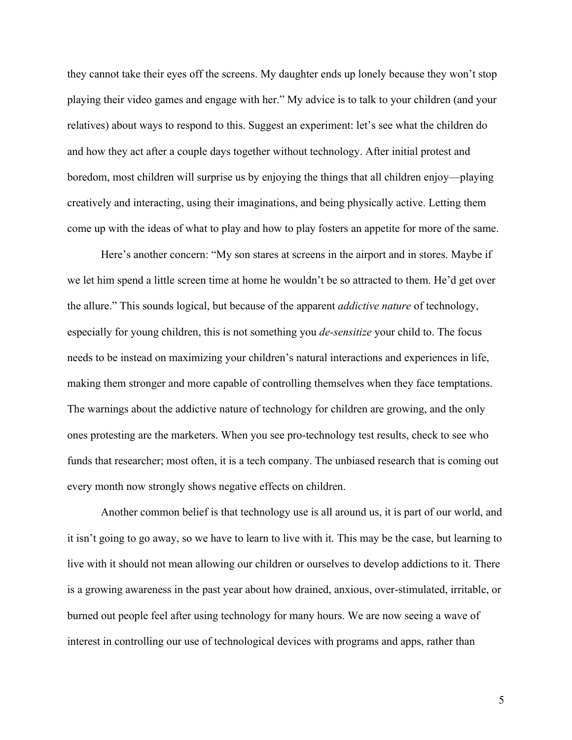they cannot take their eyes off the screens. My daughter ends up lonely because they won't stop playing their video games and engage with her." My advice is to talk to your children (and your relatives) about ways to respond to this. Suggest an experiment: let's see what the children do and how they act after a couple days together without technology. After initial protest and boredom, most children will surprise us by enjoying the things that all children enjoy—playing creatively and interacting, using their imaginations, and being physically active. Letting them come up with the ideas of what to play and how to play fosters an appetite for more of the same.

Here's another concern: "My son stares at screens in the airport and in stores. Maybe if we let him spend a little screen time at home he wouldn't be so attracted to them. He'd get over the allure." This sounds logical, but because of the apparent *addictive nature* of technology, especially for young children, this is not something you *de-sensitize* your child to. The focus needs to be instead on maximizing your children's natural interactions and experiences in life, making them stronger and more capable of controlling themselves when they face temptations. The warnings about the addictive nature of technology for children are growing, and the only ones protesting are the marketers. When you see pro-technology test results, check to see who funds that researcher; most often, it is a tech company. The unbiased research that is coming out every month now strongly shows negative effects on children.

Another common belief is that technology use is all around us, it is part of our world, and it isn't going to go away, so we have to learn to live with it. This may be the case, but learning to live with it should not mean allowing our children or ourselves to develop addictions to it. There is a growing awareness in the past year about how drained, anxious, over-stimulated, irritable, or burned out people feel after using technology for many hours. We are now seeing a wave of interest in controlling our use of technological devices with programs and apps, rather than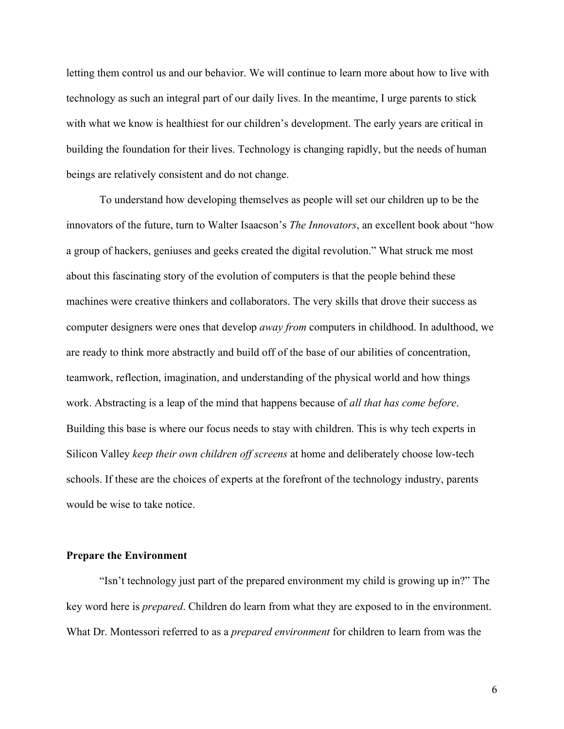letting them control us and our behavior. We will continue to learn more about how to live with technology as such an integral part of our daily lives. In the meantime, I urge parents to stick with what we know is healthiest for our children's development. The early years are critical in building the foundation for their lives. Technology is changing rapidly, but the needs of human beings are relatively consistent and do not change.

To understand how developing themselves as people will set our children up to be the innovators of the future, turn to Walter Isaacson's *The Innovators*, an excellent book about "how a group of hackers, geniuses and geeks created the digital revolution." What struck me most about this fascinating story of the evolution of computers is that the people behind these machines were creative thinkers and collaborators. The very skills that drove their success as computer designers were ones that develop *away from* computers in childhood. In adulthood, we are ready to think more abstractly and build off of the base of our abilities of concentration, teamwork, reflection, imagination, and understanding of the physical world and how things work. Abstracting is a leap of the mind that happens because of *all that has come before*. Building this base is where our focus needs to stay with children. This is why tech experts in Silicon Valley *keep their own children off screens* at home and deliberately choose low-tech schools. If these are the choices of experts at the forefront of the technology industry, parents would be wise to take notice.

**Prepare the Environment**

"Isn't technology just part of the prepared environment my child is growing up in?" The key word here is *prepared*. Children do learn from what they are exposed to in the environment. What Dr. Montessori referred to as a *prepared environment* for children to learn from was the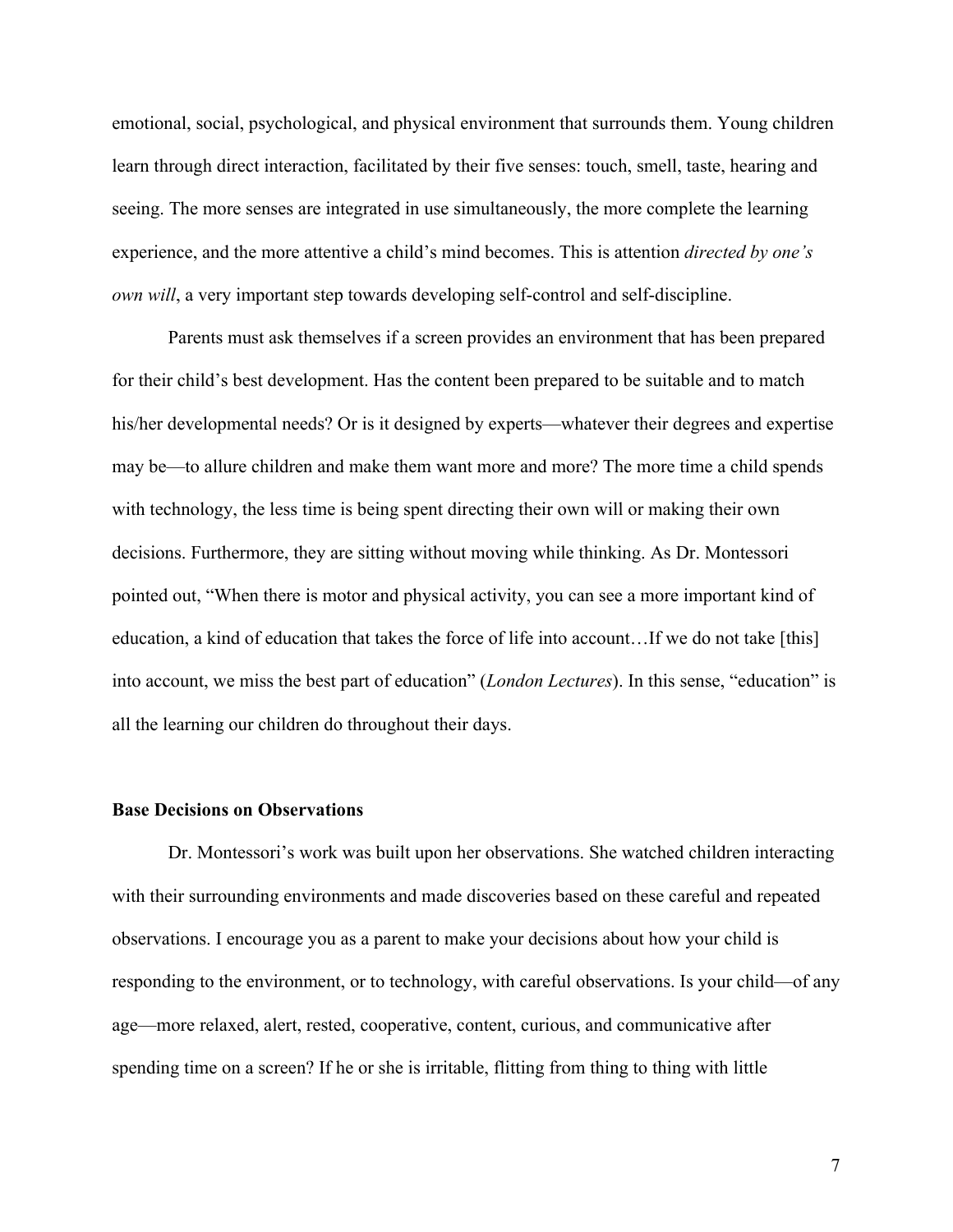emotional, social, psychological, and physical environment that surrounds them. Young children learn through direct interaction, facilitated by their five senses: touch, smell, taste, hearing and seeing. The more senses are integrated in use simultaneously, the more complete the learning experience, and the more attentive a child's mind becomes. This is attention *directed by one's own will*, a very important step towards developing self-control and self-discipline.

Parents must ask themselves if a screen provides an environment that has been prepared for their child's best development. Has the content been prepared to be suitable and to match his/her developmental needs? Or is it designed by experts—whatever their degrees and expertise may be—to allure children and make them want more and more? The more time a child spends with technology, the less time is being spent directing their own will or making their own decisions. Furthermore, they are sitting without moving while thinking. As Dr. Montessori pointed out, "When there is motor and physical activity, you can see a more important kind of education, a kind of education that takes the force of life into account…If we do not take [this] into account, we miss the best part of education" (*London Lectures*). In this sense, "education" is all the learning our children do throughout their days.

**Base Decisions on Observations**

Dr. Montessori's work was built upon her observations. She watched children interacting with their surrounding environments and made discoveries based on these careful and repeated observations. I encourage you as a parent to make your decisions about how your child is responding to the environment, or to technology, with careful observations. Is your child—of any age—more relaxed, alert, rested, cooperative, content, curious, and communicative after spending time on a screen? If he or she is irritable, flitting from thing to thing with little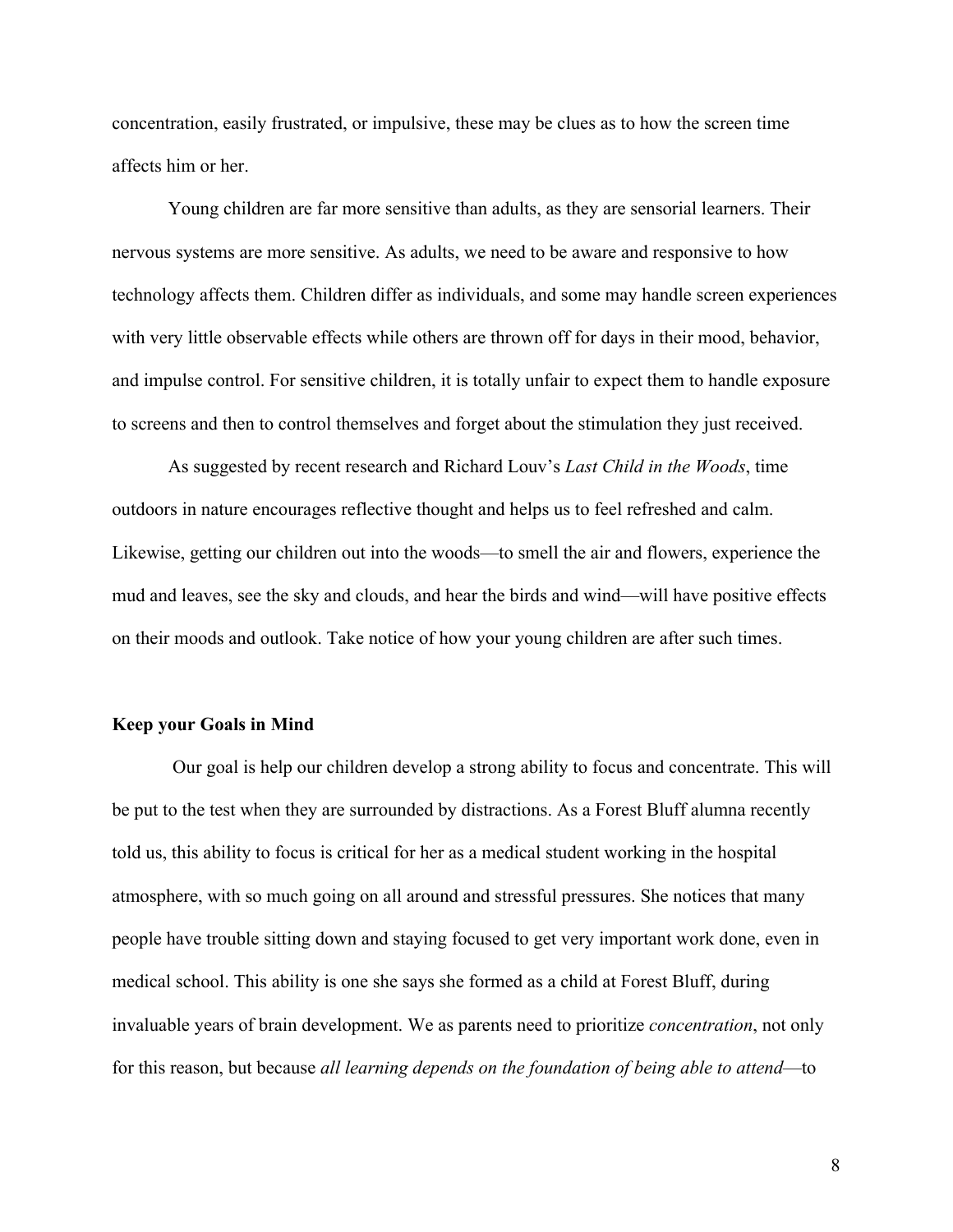concentration, easily frustrated, or impulsive, these may be clues as to how the screen time affects him or her.

Young children are far more sensitive than adults, as they are sensorial learners. Their nervous systems are more sensitive. As adults, we need to be aware and responsive to how technology affects them. Children differ as individuals, and some may handle screen experiences with very little observable effects while others are thrown off for days in their mood, behavior, and impulse control. For sensitive children, it is totally unfair to expect them to handle exposure to screens and then to control themselves and forget about the stimulation they just received.

As suggested by recent research and Richard Louv's *Last Child in the Woods*, time outdoors in nature encourages reflective thought and helps us to feel refreshed and calm. Likewise, getting our children out into the woods—to smell the air and flowers, experience the mud and leaves, see the sky and clouds, and hear the birds and wind—will have positive effects on their moods and outlook. Take notice of how your young children are after such times.

**Keep your Goals in Mind**

Our goal is help our children develop a strong ability to focus and concentrate. This will be put to the test when they are surrounded by distractions. As a Forest Bluff alumna recently told us, this ability to focus is critical for her as a medical student working in the hospital atmosphere, with so much going on all around and stressful pressures. She notices that many people have trouble sitting down and staying focused to get very important work done, even in medical school. This ability is one she says she formed as a child at Forest Bluff, during invaluable years of brain development. We as parents need to prioritize *concentration*, not only for this reason, but because *all learning depends on the foundation of being able to attend*—to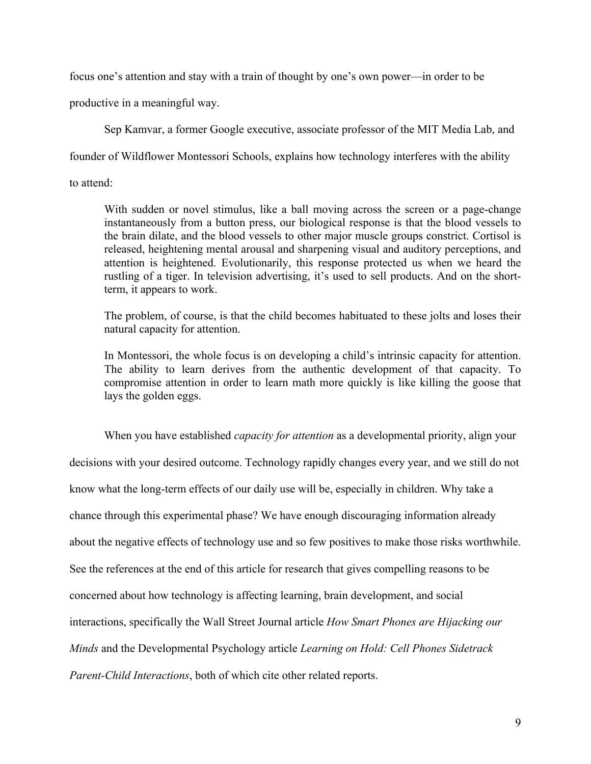focus one's attention and stay with a train of thought by one's own power—in order to be productive in a meaningful way.

Sep Kamvar, a former Google executive, associate professor of the MIT Media Lab, and founder of Wildflower Montessori Schools, explains how technology interferes with the ability to attend:

> With sudden or novel stimulus, like a ball moving across the screen or a page-change instantaneously from a button press, our biological response is that the blood vessels to the brain dilate, and the blood vessels to other major muscle groups constrict. Cortisol is released, heightening mental arousal and sharpening visual and auditory perceptions, and attention is heightened. Evolutionarily, this response protected us when we heard the rustling of a tiger. In television advertising, it's used to sell products. And on the short-term, it appears to work.
>
> The problem, of course, is that the child becomes habituated to these jolts and loses their natural capacity for attention.
>
> In Montessori, the whole focus is on developing a child's intrinsic capacity for attention. The ability to learn derives from the authentic development of that capacity. To compromise attention in order to learn math more quickly is like killing the goose that lays the golden eggs.

When you have established *capacity for attention* as a developmental priority, align your decisions with your desired outcome. Technology rapidly changes every year, and we still do not know what the long-term effects of our daily use will be, especially in children. Why take a chance through this experimental phase? We have enough discouraging information already about the negative effects of technology use and so few positives to make those risks worthwhile. See the references at the end of this article for research that gives compelling reasons to be concerned about how technology is affecting learning, brain development, and social interactions, specifically the Wall Street Journal article *How Smart Phones are Hijacking our Minds* and the Developmental Psychology article *Learning on Hold: Cell Phones Sidetrack Parent-Child Interactions*, both of which cite other related reports.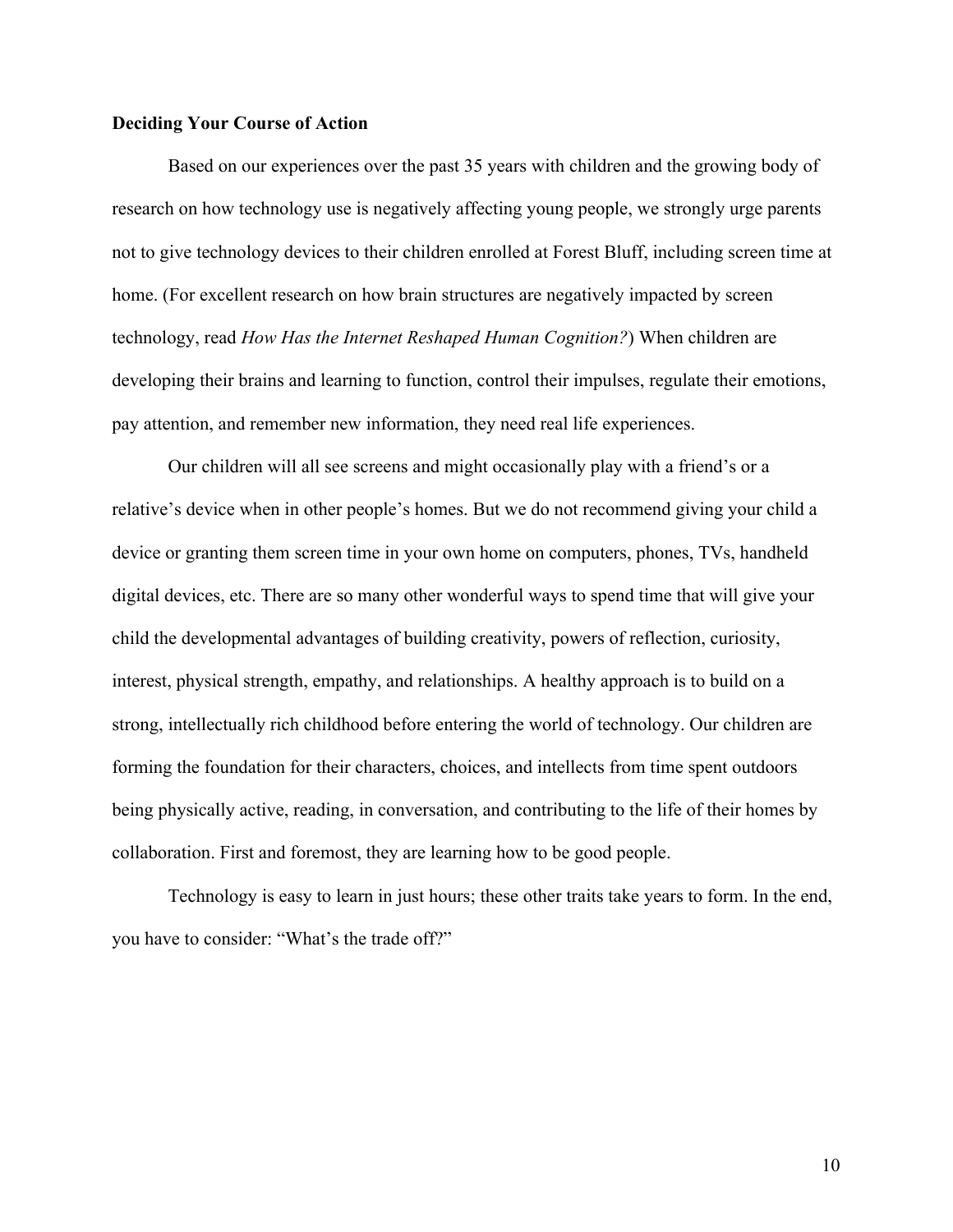**Deciding Your Course of Action**

Based on our experiences over the past 35 years with children and the growing body of research on how technology use is negatively affecting young people, we strongly urge parents not to give technology devices to their children enrolled at Forest Bluff, including screen time at home. (For excellent research on how brain structures are negatively impacted by screen technology, read *How Has the Internet Reshaped Human Cognition?*) When children are developing their brains and learning to function, control their impulses, regulate their emotions, pay attention, and remember new information, they need real life experiences.

Our children will all see screens and might occasionally play with a friend's or a relative's device when in other people's homes. But we do not recommend giving your child a device or granting them screen time in your own home on computers, phones, TVs, handheld digital devices, etc. There are so many other wonderful ways to spend time that will give your child the developmental advantages of building creativity, powers of reflection, curiosity, interest, physical strength, empathy, and relationships. A healthy approach is to build on a strong, intellectually rich childhood before entering the world of technology. Our children are forming the foundation for their characters, choices, and intellects from time spent outdoors being physically active, reading, in conversation, and contributing to the life of their homes by collaboration. First and foremost, they are learning how to be good people.

Technology is easy to learn in just hours; these other traits take years to form. In the end, you have to consider: "What's the trade off?"